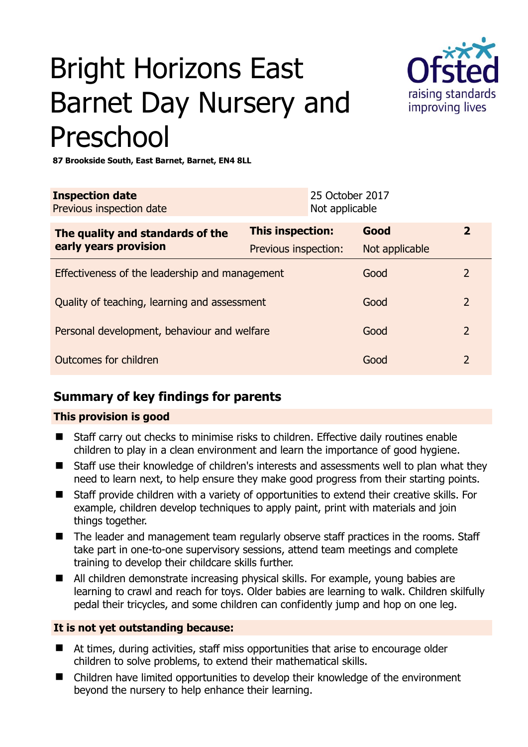# Bright Horizons East Barnet Day Nursery and Preschool

**87 Brookside South, East Barnet, Barnet, EN4 8LL**

| **Inspection date** | 25 October 2017 |
|---|---|
| Previous inspection date | Not applicable |

| **The quality and standards of the early years provision** | **This inspection:** | **Good** | **2** |
|---|---|---|---|
| | Previous inspection: | Not applicable | |
| Effectiveness of the leadership and management | | Good | 2 |
| Quality of teaching, learning and assessment | | Good | 2 |
| Personal development, behaviour and welfare | | Good | 2 |
| Outcomes for children | | Good | 2 |

## Summary of key findings for parents

### This provision is good

- Staff carry out checks to minimise risks to children. Effective daily routines enable children to play in a clean environment and learn the importance of good hygiene.
- Staff use their knowledge of children's interests and assessments well to plan what they need to learn next, to help ensure they make good progress from their starting points.
- Staff provide children with a variety of opportunities to extend their creative skills. For example, children develop techniques to apply paint, print with materials and join things together.
- The leader and management team regularly observe staff practices in the rooms. Staff take part in one-to-one supervisory sessions, attend team meetings and complete training to develop their childcare skills further.
- All children demonstrate increasing physical skills. For example, young babies are learning to crawl and reach for toys. Older babies are learning to walk. Children skilfully pedal their tricycles, and some children can confidently jump and hop on one leg.

### It is not yet outstanding because:

- At times, during activities, staff miss opportunities that arise to encourage older children to solve problems, to extend their mathematical skills.
- Children have limited opportunities to develop their knowledge of the environment beyond the nursery to help enhance their learning.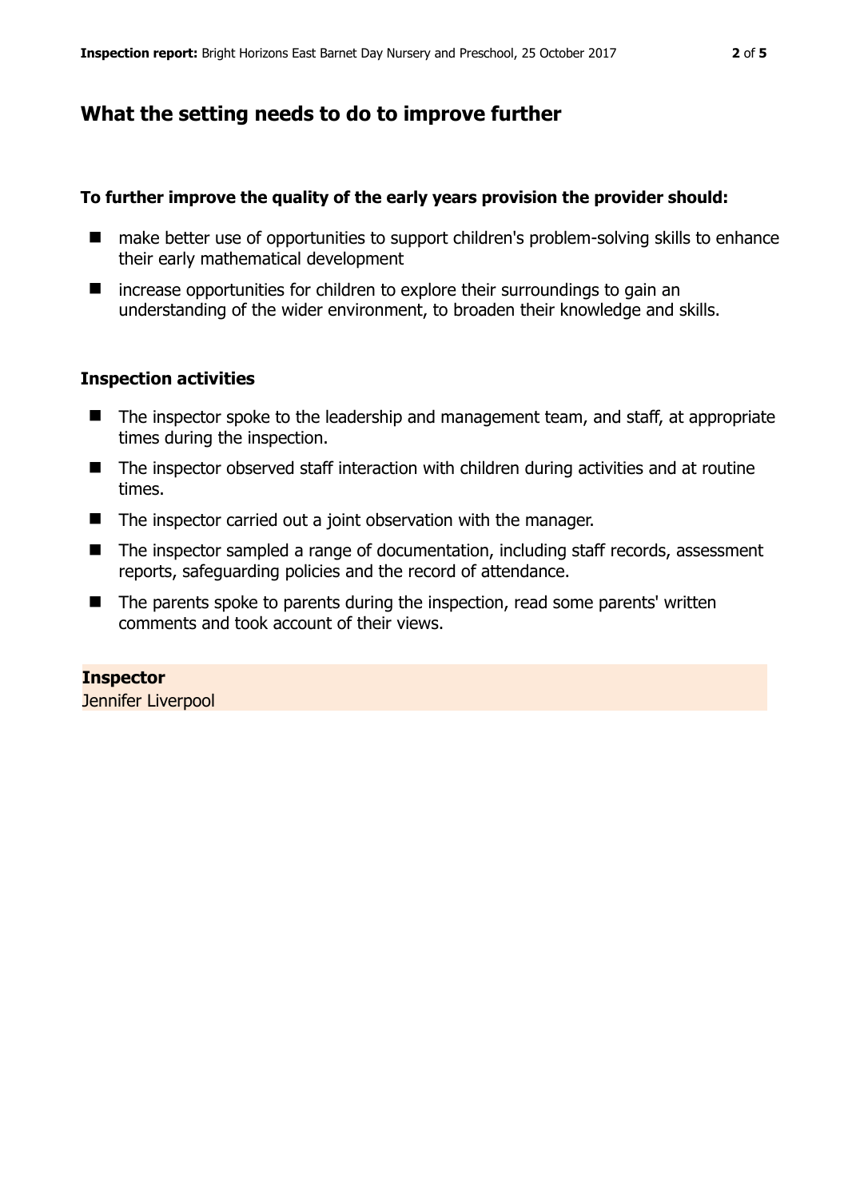## What the setting needs to do to improve further

**To further improve the quality of the early years provision the provider should:**

- make better use of opportunities to support children's problem-solving skills to enhance their early mathematical development
- increase opportunities for children to explore their surroundings to gain an understanding of the wider environment, to broaden their knowledge and skills.

### Inspection activities

- The inspector spoke to the leadership and management team, and staff, at appropriate times during the inspection.
- The inspector observed staff interaction with children during activities and at routine times.
- The inspector carried out a joint observation with the manager.
- The inspector sampled a range of documentation, including staff records, assessment reports, safeguarding policies and the record of attendance.
- The parents spoke to parents during the inspection, read some parents' written comments and took account of their views.

**Inspector**
Jennifer Liverpool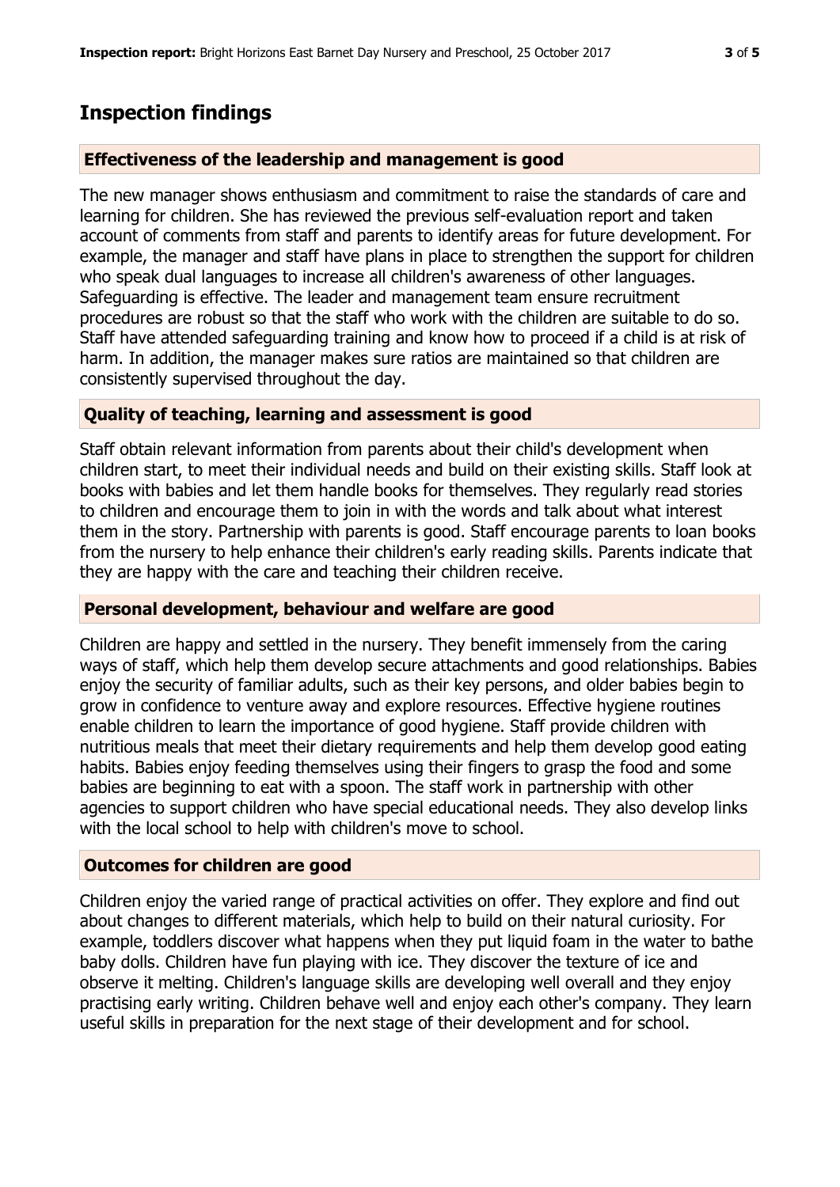## Inspection findings

### Effectiveness of the leadership and management is good

The new manager shows enthusiasm and commitment to raise the standards of care and learning for children. She has reviewed the previous self-evaluation report and taken account of comments from staff and parents to identify areas for future development. For example, the manager and staff have plans in place to strengthen the support for children who speak dual languages to increase all children's awareness of other languages. Safeguarding is effective. The leader and management team ensure recruitment procedures are robust so that the staff who work with the children are suitable to do so. Staff have attended safeguarding training and know how to proceed if a child is at risk of harm. In addition, the manager makes sure ratios are maintained so that children are consistently supervised throughout the day.

### Quality of teaching, learning and assessment is good

Staff obtain relevant information from parents about their child's development when children start, to meet their individual needs and build on their existing skills. Staff look at books with babies and let them handle books for themselves. They regularly read stories to children and encourage them to join in with the words and talk about what interest them in the story. Partnership with parents is good. Staff encourage parents to loan books from the nursery to help enhance their children's early reading skills. Parents indicate that they are happy with the care and teaching their children receive.

### Personal development, behaviour and welfare are good

Children are happy and settled in the nursery. They benefit immensely from the caring ways of staff, which help them develop secure attachments and good relationships. Babies enjoy the security of familiar adults, such as their key persons, and older babies begin to grow in confidence to venture away and explore resources. Effective hygiene routines enable children to learn the importance of good hygiene. Staff provide children with nutritious meals that meet their dietary requirements and help them develop good eating habits. Babies enjoy feeding themselves using their fingers to grasp the food and some babies are beginning to eat with a spoon. The staff work in partnership with other agencies to support children who have special educational needs. They also develop links with the local school to help with children's move to school.

### Outcomes for children are good

Children enjoy the varied range of practical activities on offer. They explore and find out about changes to different materials, which help to build on their natural curiosity. For example, toddlers discover what happens when they put liquid foam in the water to bathe baby dolls. Children have fun playing with ice. They discover the texture of ice and observe it melting. Children's language skills are developing well overall and they enjoy practising early writing. Children behave well and enjoy each other's company. They learn useful skills in preparation for the next stage of their development and for school.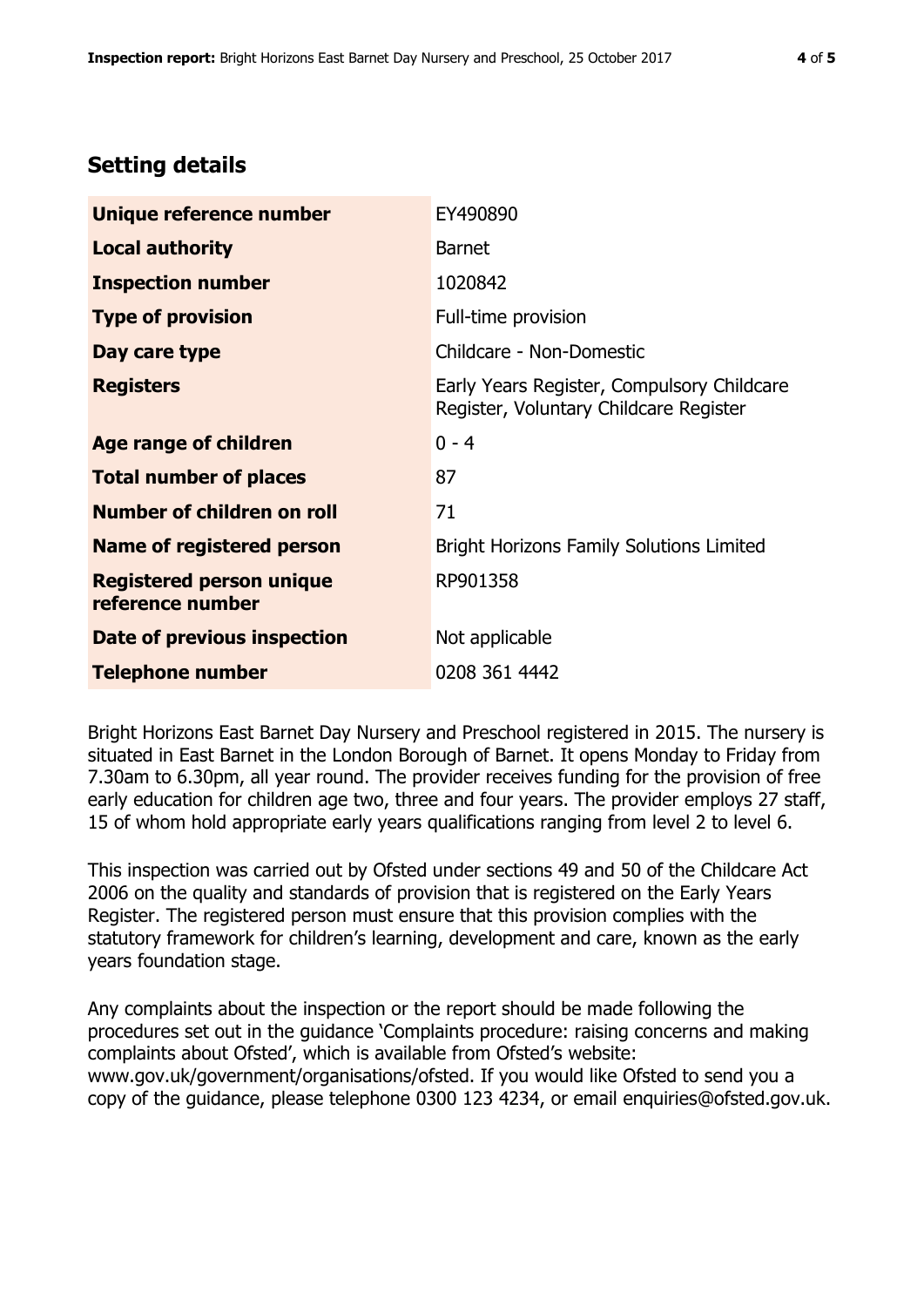## Setting details

| | |
|---|---|
| **Unique reference number** | EY490890 |
| **Local authority** | Barnet |
| **Inspection number** | 1020842 |
| **Type of provision** | Full-time provision |
| **Day care type** | Childcare - Non-Domestic |
| **Registers** | Early Years Register, Compulsory Childcare Register, Voluntary Childcare Register |
| **Age range of children** | 0 - 4 |
| **Total number of places** | 87 |
| **Number of children on roll** | 71 |
| **Name of registered person** | Bright Horizons Family Solutions Limited |
| **Registered person unique reference number** | RP901358 |
| **Date of previous inspection** | Not applicable |
| **Telephone number** | 0208 361 4442 |

Bright Horizons East Barnet Day Nursery and Preschool registered in 2015. The nursery is situated in East Barnet in the London Borough of Barnet. It opens Monday to Friday from 7.30am to 6.30pm, all year round. The provider receives funding for the provision of free early education for children age two, three and four years. The provider employs 27 staff, 15 of whom hold appropriate early years qualifications ranging from level 2 to level 6.

This inspection was carried out by Ofsted under sections 49 and 50 of the Childcare Act 2006 on the quality and standards of provision that is registered on the Early Years Register. The registered person must ensure that this provision complies with the statutory framework for children's learning, development and care, known as the early years foundation stage.

Any complaints about the inspection or the report should be made following the procedures set out in the guidance 'Complaints procedure: raising concerns and making complaints about Ofsted', which is available from Ofsted's website: www.gov.uk/government/organisations/ofsted. If you would like Ofsted to send you a copy of the guidance, please telephone 0300 123 4234, or email enquiries@ofsted.gov.uk.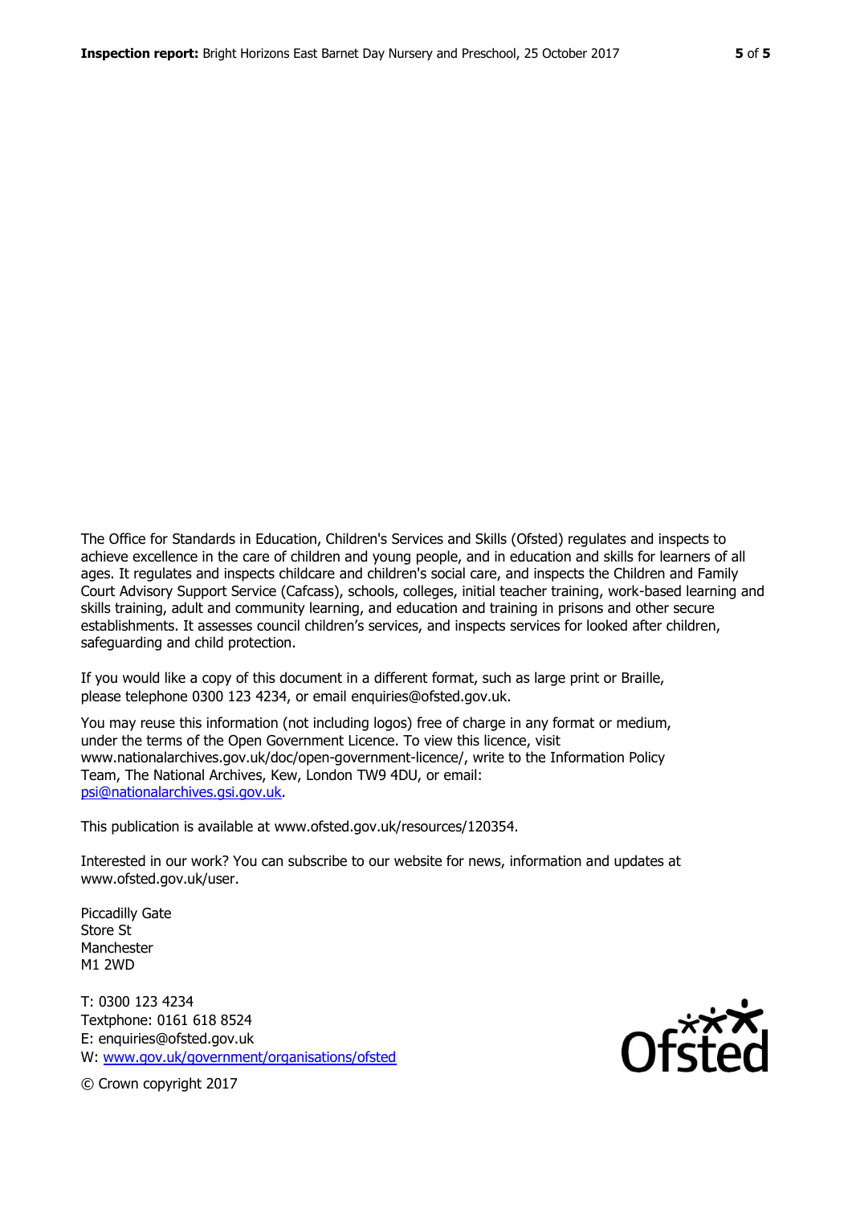The Office for Standards in Education, Children's Services and Skills (Ofsted) regulates and inspects to achieve excellence in the care of children and young people, and in education and skills for learners of all ages. It regulates and inspects childcare and children's social care, and inspects the Children and Family Court Advisory Support Service (Cafcass), schools, colleges, initial teacher training, work-based learning and skills training, adult and community learning, and education and training in prisons and other secure establishments. It assesses council children's services, and inspects services for looked after children, safeguarding and child protection.

If you would like a copy of this document in a different format, such as large print or Braille, please telephone 0300 123 4234, or email enquiries@ofsted.gov.uk.

You may reuse this information (not including logos) free of charge in any format or medium, under the terms of the Open Government Licence. To view this licence, visit www.nationalarchives.gov.uk/doc/open-government-licence/, write to the Information Policy Team, The National Archives, Kew, London TW9 4DU, or email: psi@nationalarchives.gsi.gov.uk.

This publication is available at www.ofsted.gov.uk/resources/120354.

Interested in our work? You can subscribe to our website for news, information and updates at www.ofsted.gov.uk/user.

Piccadilly Gate  
Store St  
Manchester  
M1 2WD

T: 0300 123 4234  
Textphone: 0161 618 8524  
E: enquiries@ofsted.gov.uk  
W: www.gov.uk/government/organisations/ofsted

© Crown copyright 2017